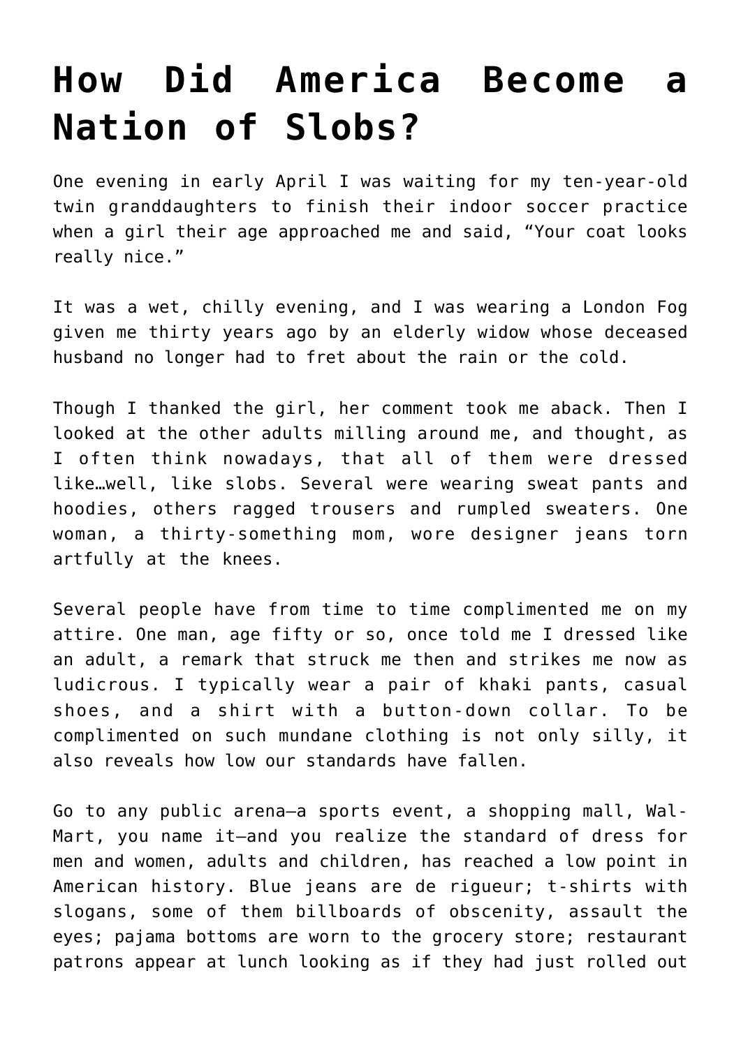# How Did America Become a Nation of Slobs?

One evening in early April I was waiting for my ten-year-old twin granddaughters to finish their indoor soccer practice when a girl their age approached me and said, “Your coat looks really nice.”

It was a wet, chilly evening, and I was wearing a London Fog given me thirty years ago by an elderly widow whose deceased husband no longer had to fret about the rain or the cold.

Though I thanked the girl, her comment took me aback. Then I looked at the other adults milling around me, and thought, as I often think nowadays, that all of them were dressed like…well, like slobs. Several were wearing sweat pants and hoodies, others ragged trousers and rumpled sweaters. One woman, a thirty-something mom, wore designer jeans torn artfully at the knees.

Several people have from time to time complimented me on my attire. One man, age fifty or so, once told me I dressed like an adult, a remark that struck me then and strikes me now as ludicrous. I typically wear a pair of khaki pants, casual shoes, and a shirt with a button-down collar. To be complimented on such mundane clothing is not only silly, it also reveals how low our standards have fallen.

Go to any public arena—a sports event, a shopping mall, Wal-Mart, you name it—and you realize the standard of dress for men and women, adults and children, has reached a low point in American history. Blue jeans are de rigueur; t-shirts with slogans, some of them billboards of obscenity, assault the eyes; pajama bottoms are worn to the grocery store; restaurant patrons appear at lunch looking as if they had just rolled out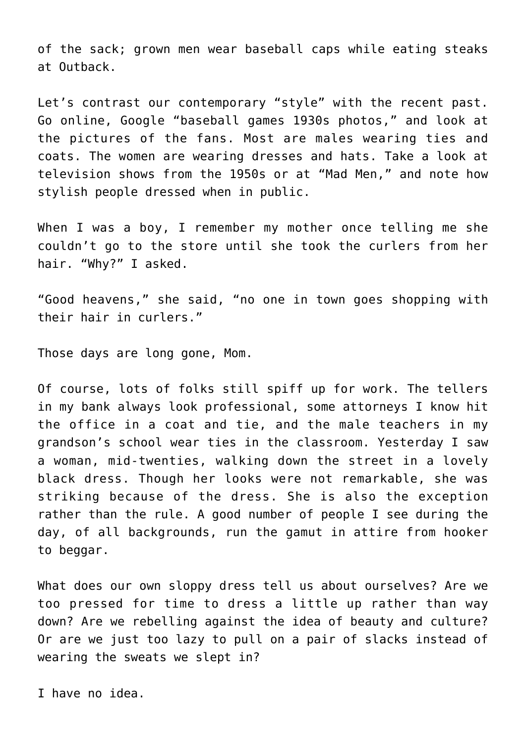of the sack; grown men wear baseball caps while eating steaks at Outback.

Let's contrast our contemporary "style" with the recent past. Go online, Google "baseball games 1930s photos," and look at the pictures of the fans. Most are males wearing ties and coats. The women are wearing dresses and hats. Take a look at television shows from the 1950s or at "Mad Men," and note how stylish people dressed when in public.

When I was a boy, I remember my mother once telling me she couldn't go to the store until she took the curlers from her hair. "Why?" I asked.

"Good heavens," she said, "no one in town goes shopping with their hair in curlers."

Those days are long gone, Mom.

Of course, lots of folks still spiff up for work. The tellers in my bank always look professional, some attorneys I know hit the office in a coat and tie, and the male teachers in my grandson's school wear ties in the classroom. Yesterday I saw a woman, mid-twenties, walking down the street in a lovely black dress. Though her looks were not remarkable, she was striking because of the dress. She is also the exception rather than the rule. A good number of people I see during the day, of all backgrounds, run the gamut in attire from hooker to beggar.

What does our own sloppy dress tell us about ourselves? Are we too pressed for time to dress a little up rather than way down? Are we rebelling against the idea of beauty and culture? Or are we just too lazy to pull on a pair of slacks instead of wearing the sweats we slept in?

I have no idea.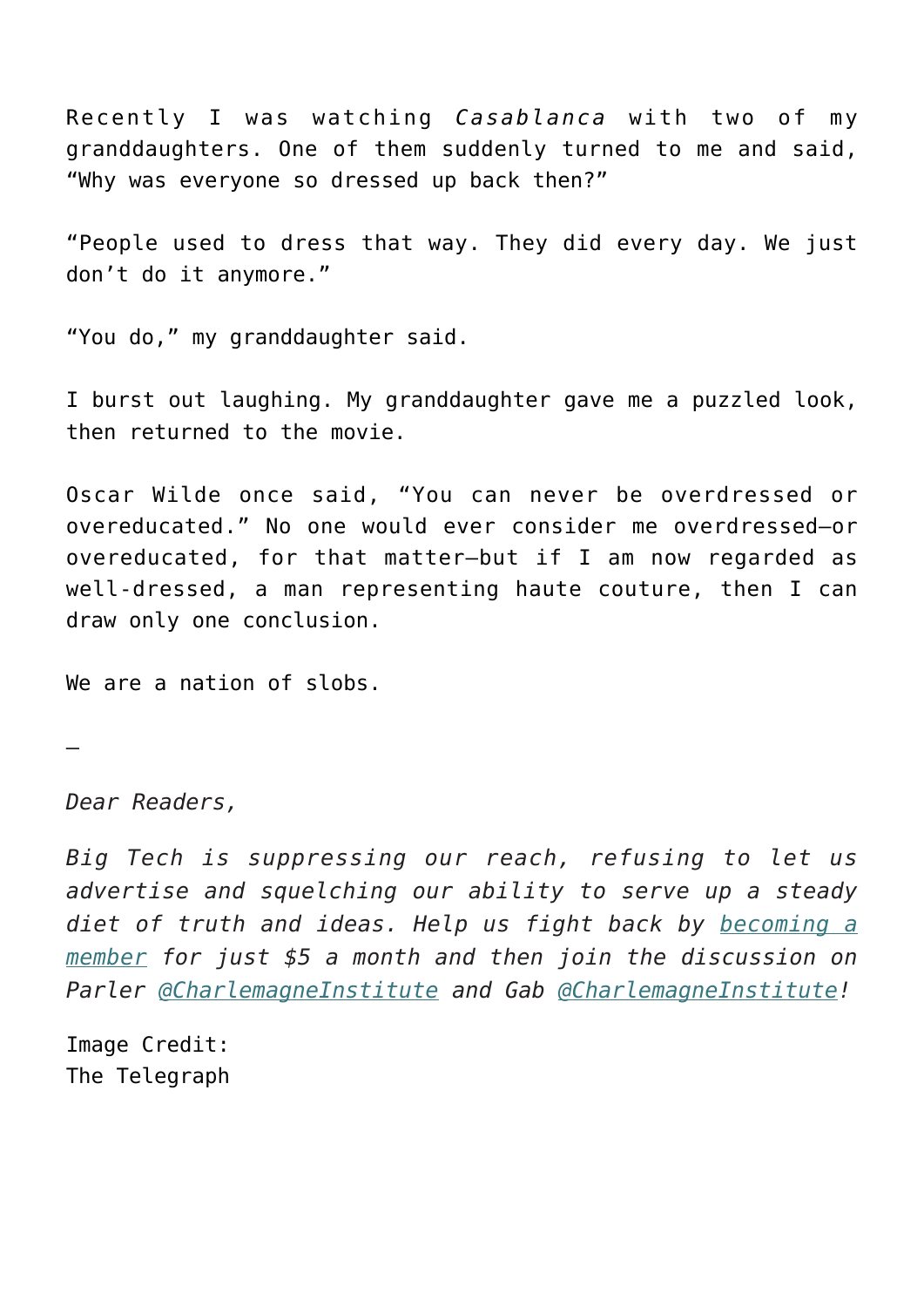Recently I was watching *Casablanca* with two of my granddaughters. One of them suddenly turned to me and said, "Why was everyone so dressed up back then?"

"People used to dress that way. They did every day. We just don't do it anymore."

"You do," my granddaughter said.

I burst out laughing. My granddaughter gave me a puzzled look, then returned to the movie.

Oscar Wilde once said, "You can never be overdressed or overeducated." No one would ever consider me overdressed—or overeducated, for that matter—but if I am now regarded as well-dressed, a man representing haute couture, then I can draw only one conclusion.

We are a nation of slobs.

—

*Dear Readers,*

*Big Tech is suppressing our reach, refusing to let us advertise and squelching our ability to serve up a steady diet of truth and ideas. Help us fight back by [becoming a member] for just $5 a month and then join the discussion on Parler [@CharlemagneInstitute] and Gab [@CharlemagneInstitute]!*

Image Credit:
The Telegraph